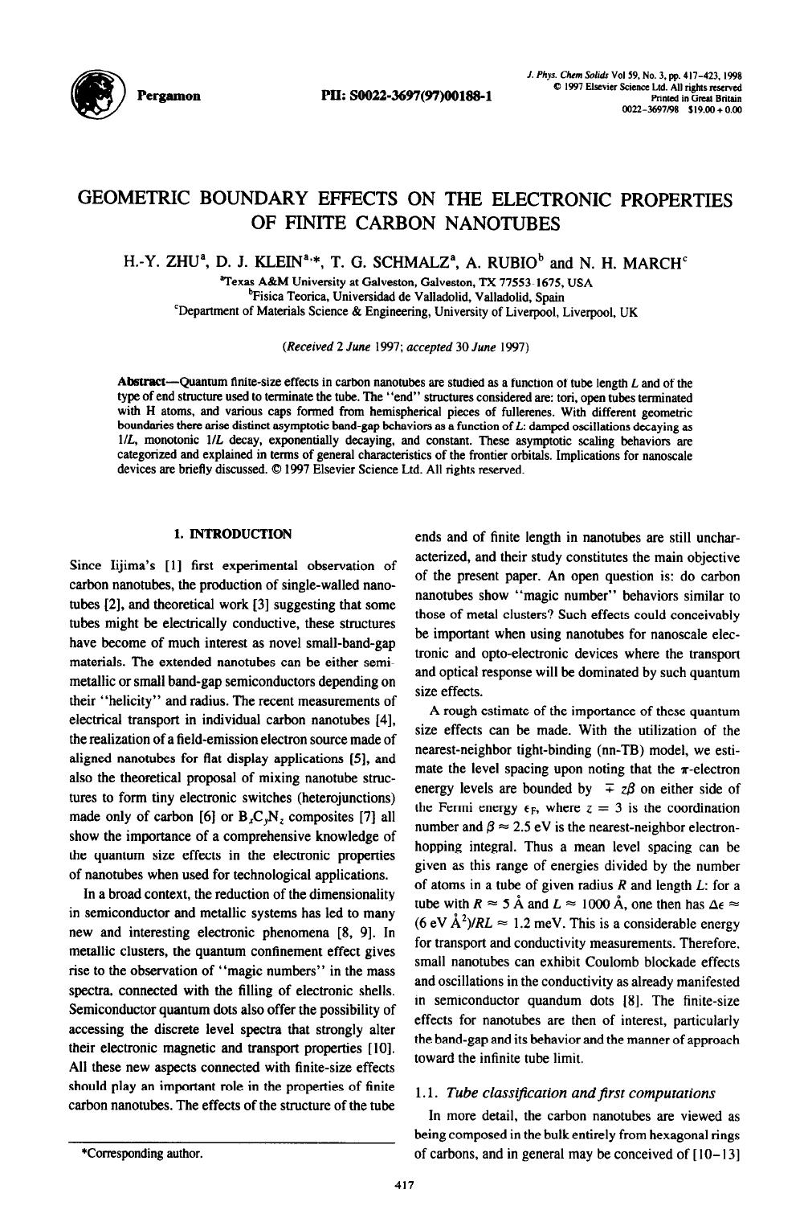# GEOMETRIC BOUNDARY EFFECTS ON THE ELECTRONIC PROPERTIES OF FINITE CARBON NANOTUBES

H.-Y. ZHU[a], D. J. KLEIN[a,*], T. G. SCHMALZ[a], A. RUBIO[b] and N. H. MARCH[c]

[a]Texas A&M University at Galveston, Galveston, TX 77553-1675, USA
[b]Fisica Teorica, Universidad de Valladolid, Valladolid, Spain
[c]Department of Materials Science & Engineering, University of Liverpool, Liverpool, UK

(Received 2 June 1997; accepted 30 June 1997)

**Abstract**—Quantum finite-size effects in carbon nanotubes are studied as a function of tube length $L$ and of the type of end structure used to terminate the tube. The "end" structures considered are: tori, open tubes terminated with H atoms, and various caps formed from hemispherical pieces of fullerenes. With different geometric boundaries there arise distinct asymptotic band-gap behaviors as a function of $L$: damped oscillations decaying as $1/L$, monotonic $1/L$ decay, exponentially decaying, and constant. These asymptotic scaling behaviors are categorized and explained in terms of general characteristics of the frontier orbitals. Implications for nanoscale devices are briefly discussed. © 1997 Elsevier Science Ltd. All rights reserved.

## 1. INTRODUCTION

Since Iijima's [1] first experimental observation of carbon nanotubes, the production of single-walled nanotubes [2], and theoretical work [3] suggesting that some tubes might be electrically conductive, these structures have become of much interest as novel small-band-gap materials. The extended nanotubes can be either semimetallic or small band-gap semiconductors depending on their "helicity" and radius. The recent measurements of electrical transport in individual carbon nanotubes [4], the realization of a field-emission electron source made of aligned nanotubes for flat display applications [5], and also the theoretical proposal of mixing nanotube structures to form tiny electronic switches (heterojunctions) made only of carbon [6] or $B_xC_yN_z$ composites [7] all show the importance of a comprehensive knowledge of the quantum size effects in the electronic properties of nanotubes when used for technological applications.

In a broad context, the reduction of the dimensionality in semiconductor and metallic systems has led to many new and interesting electronic phenomena [8, 9]. In metallic clusters, the quantum confinement effect gives rise to the observation of "magic numbers" in the mass spectra, connected with the filling of electronic shells. Semiconductor quantum dots also offer the possibility of accessing the discrete level spectra that strongly alter their electronic magnetic and transport properties [10]. All these new aspects connected with finite-size effects should play an important role in the properties of finite carbon nanotubes. The effects of the structure of the tube ends and of finite length in nanotubes are still uncharacterized, and their study constitutes the main objective of the present paper. An open question is: do carbon nanotubes show "magic number" behaviors similar to those of metal clusters? Such effects could conceivably be important when using nanotubes for nanoscale electronic and opto-electronic devices where the transport and optical response will be dominated by such quantum size effects.

A rough estimate of the importance of these quantum size effects can be made. With the utilization of the nearest-neighbor tight-binding (nn-TB) model, we estimate the level spacing upon noting that the $\pi$-electron energy levels are bounded by $\mp z\beta$ on either side of the Fermi energy $\epsilon_F$, where $z = 3$ is the coordination number and $\beta \approx 2.5$ eV is the nearest-neighbor electron-hopping integral. Thus a mean level spacing can be given as this range of energies divided by the number of atoms in a tube of given radius $R$ and length $L$: for a tube with $R \approx 5$ Å and $L \approx 1000$ Å, one then has $\Delta\epsilon \approx (6 \text{ eV Å}^2)/RL \approx 1.2$ meV. This is a considerable energy for transport and conductivity measurements. Therefore, small nanotubes can exhibit Coulomb blockade effects and oscillations in the conductivity as already manifested in semiconductor quandum dots [8]. The finite-size effects for nanotubes are then of interest, particularly the band-gap and its behavior and the manner of approach toward the infinite tube limit.

### 1.1. Tube classification and first computations

In more detail, the carbon nanotubes are viewed as being composed in the bulk entirely from hexagonal rings of carbons, and in general may be conceived of [10–13]

*Corresponding author.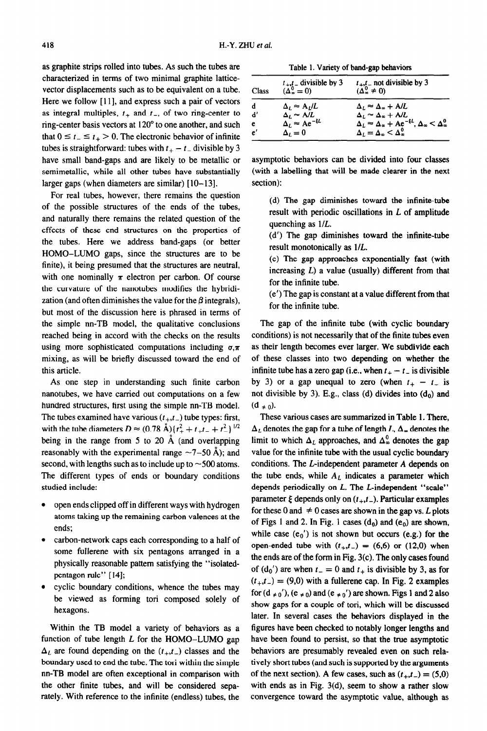as graphite strips rolled into tubes. As such the tubes are characterized in terms of two minimal graphite lattice-vector displacements such as to be equivalent on a tube. Here we follow [11], and express such a pair of vectors as integral multiples, $t_+$ and $t_-$, of two ring-center to ring-center basis vectors at 120° to one another, and such that $0 \leq t_- \leq t_+ > 0$. The electronic behavior of infinite tubes is straightforward: tubes with $t_+ - t_-$ divisible by 3 have small band-gaps and are likely to be metallic or semimetallic, while all other tubes have substantially larger gaps (when diameters are similar) [10–13].

For real tubes, however, there remains the question of the possible structures of the ends of the tubes, and naturally there remains the related question of the effects of these end structures on the properties of the tubes. Here we address band-gaps (or better HOMO–LUMO gaps, since the structures are to be finite), it being presumed that the structures are neutral, with one nominally $\pi$ electron per carbon. Of course the curvature of the nanotubes modifies the hybridization (and often diminishes the value for the $\beta$ integrals), but most of the discussion here is phrased in terms of the simple nn-TB model, the qualitative conclusions reached being in accord with the checks on the results using more sophisticated computations including $\sigma,\pi$ mixing, as will be briefly discussed toward the end of this article.

As one step in understanding such finite carbon nanotubes, we have carried out computations on a few hundred structures, first using the simple nn-TB model. The tubes examined have various $(t_+,t_-)$ tube types: first, with the tube diameters $D \approx (0.78\ \text{Å})\{t_+^2 + t_+t_- + t_-^2\}^{1/2}$ being in the range from 5 to 20 Å (and overlapping reasonably with the experimental range ~7–50 Å); and second, with lengths such as to include up to ~500 atoms. The different types of ends or boundary conditions studied include:

- open ends clipped off in different ways with hydrogen atoms taking up the remaining carbon valences at the ends;
- carbon-network caps each corresponding to a half of some fullerene with six pentagons arranged in a physically reasonable pattern satisfying the "isolated-pentagon rule" [14];
- cyclic boundary conditions, whence the tubes may be viewed as forming tori composed solely of hexagons.

Within the TB model a variety of behaviors as a function of tube length $L$ for the HOMO–LUMO gap $\Delta_L$ are found depending on the $(t_+,t_-)$ classes and the boundary used to end the tube. The tori within the simple nn-TB model are often exceptional in comparison with the other finite tubes, and will be considered separately. With reference to the infinite (endless) tubes, the asymptotic behaviors can be divided into four classes (with a labelling that will be made clearer in the next section):

(d) The gap diminishes toward the infinite-tube result with periodic oscillations in $L$ of amplitude quenching as $1/L$.

(d′) The gap diminishes toward the infinite-tube result monotonically as $1/L$.

(e) The gap approaches exponentially fast (with increasing $L$) a value (usually) different from that for the infinite tube.

(e′) The gap is constant at a value different from that for the infinite tube.

The gap of the infinite tube (with cyclic boundary conditions) is not necessarily that of the finite tubes even as their length becomes ever larger. We subdivide each of these classes into two depending on whether the infinite tube has a zero gap (i.e., when $t_+ - t_-$ is divisible by 3) or a gap unequal to zero (when $t_+ - t_-$ is not divisible by 3). E.g., class (d) divides into ($d_0$) and ($d_{\neq 0}$).

Table 1. Variety of band-gap behaviors

| Class | $t_+,t_-$ divisible by 3 ($\Delta_\infty^0 = 0$) | $t_+,t_-$ not divisible by 3 ($\Delta_\infty^0 \neq 0$) |
|---|---|---|
| d | $\Delta_L \approx A_L/L$ | $\Delta_L \approx \Delta_\infty + A/L$ |
| d′ | $\Delta_L \sim A/L$ | $\Delta_L \sim \Delta_\infty + A/L$ |
| e | $\Delta_L \approx Ae^{-\xi L}$ | $\Delta_L \approx \Delta_\infty + Ae^{-\xi L}$, $\Delta_\infty < \Delta_\infty^0$ |
| e′ | $\Delta_L = 0$ | $\Delta_L = \Delta_\infty < \Delta_\infty^0$ |

These various cases are summarized in Table 1. There, $\Delta_L$ denotes the gap for a tube of length $L$, $\Delta_\infty$ denotes the limit to which $\Delta_L$ approaches, and $\Delta_\infty^0$ denotes the gap value for the infinite tube with the usual cyclic boundary conditions. The $L$-independent parameter $A$ depends on the tube ends, while $A_L$ indicates a parameter which depends periodically on $L$. The $L$-independent "scale" parameter $\xi$ depends only on $(t_+,t_-)$. Particular examples for these 0 and $\neq 0$ cases are shown in the gap vs. $L$ plots of Figs 1 and 2. In Fig. 1 cases ($d_0$) and ($e_0$) are shown, while case ($e_0$′) is not shown but occurs (e.g.) for the open-ended tube with $(t_+,t_-) = (6,6)$ or $(12,0)$ when the ends are of the form in Fig. 3(c). The only cases found of ($d_0$′) are when $t_- = 0$ and $t_+$ is divisible by 3, as for $(t_+,t_-) = (9,0)$ with a fullerene cap. In Fig. 2 examples for ($d_{\neq 0}$′), ($e_{\neq 0}$) and ($e_{\neq 0}$′) are shown. Figs 1 and 2 also show gaps for a couple of tori, which will be discussed later. In several cases the behaviors displayed in the figures have been checked to notably longer lengths and have been found to persist, so that the true asymptotic behaviors are presumably revealed even on such relatively short tubes (and such is supported by the arguments of the next section). A few cases, such as $(t_+,t_-) = (5,0)$ with ends as in Fig. 3(d), seem to show a rather slow convergence toward the asymptotic value, although as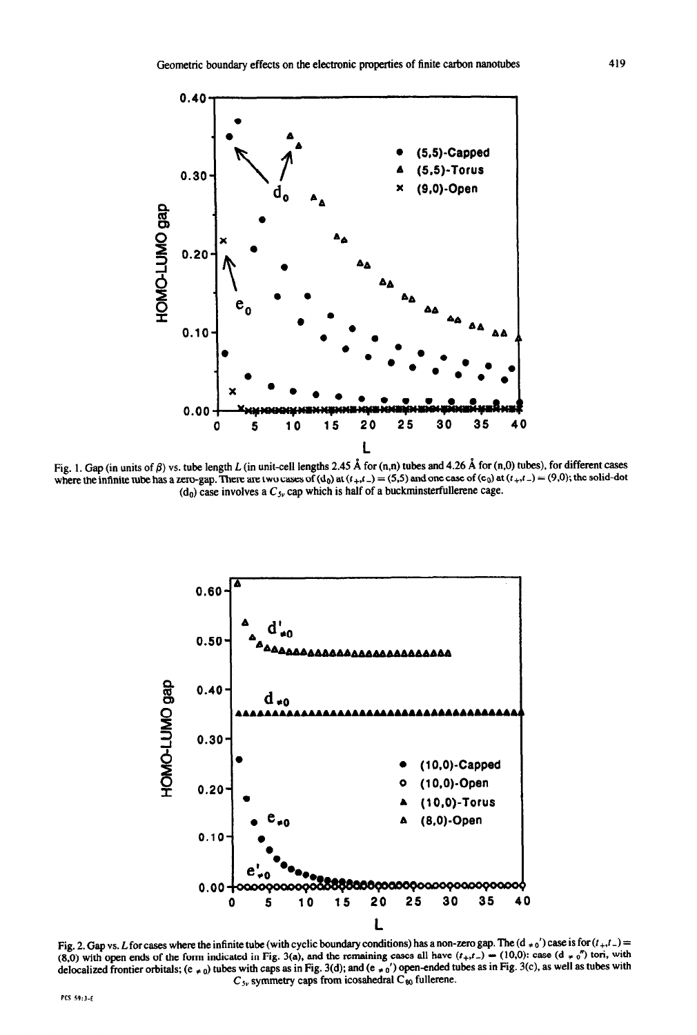Fig. 1. Gap (in units of $\beta$) vs. tube length $L$ (in unit-cell lengths 2.45 Å for (n,n) tubes and 4.26 Å for (n,0) tubes), for different cases where the infinite tube has a zero-gap. There are two cases of ($d_0$) at ($t_+,t_-$) = (5,5) and one case of ($e_0$) at ($t_+,t_-$) = (9,0); the solid-dot ($d_0$) case involves a $C_{5v}$ cap which is half of a buckminsterfullerene cage.

Fig. 2. Gap vs. $L$ for cases where the infinite tube (with cyclic boundary conditions) has a non-zero gap. The ($d_{\neq 0}'$) case is for ($t_+,t_-$) = (8,0) with open ends of the form indicated in Fig. 3(a), and the remaining cases all have ($t_+,t_-$) = (10,0): case ($d_{\neq 0}''$) tori, with delocalized frontier orbitals; ($e_{\neq 0}$) tubes with caps as in Fig. 3(d); and ($e_{\neq 0}'$) open-ended tubes as in Fig. 3(c), as well as tubes with $C_{5v}$ symmetry caps from icosahedral $C_{60}$ fullerene.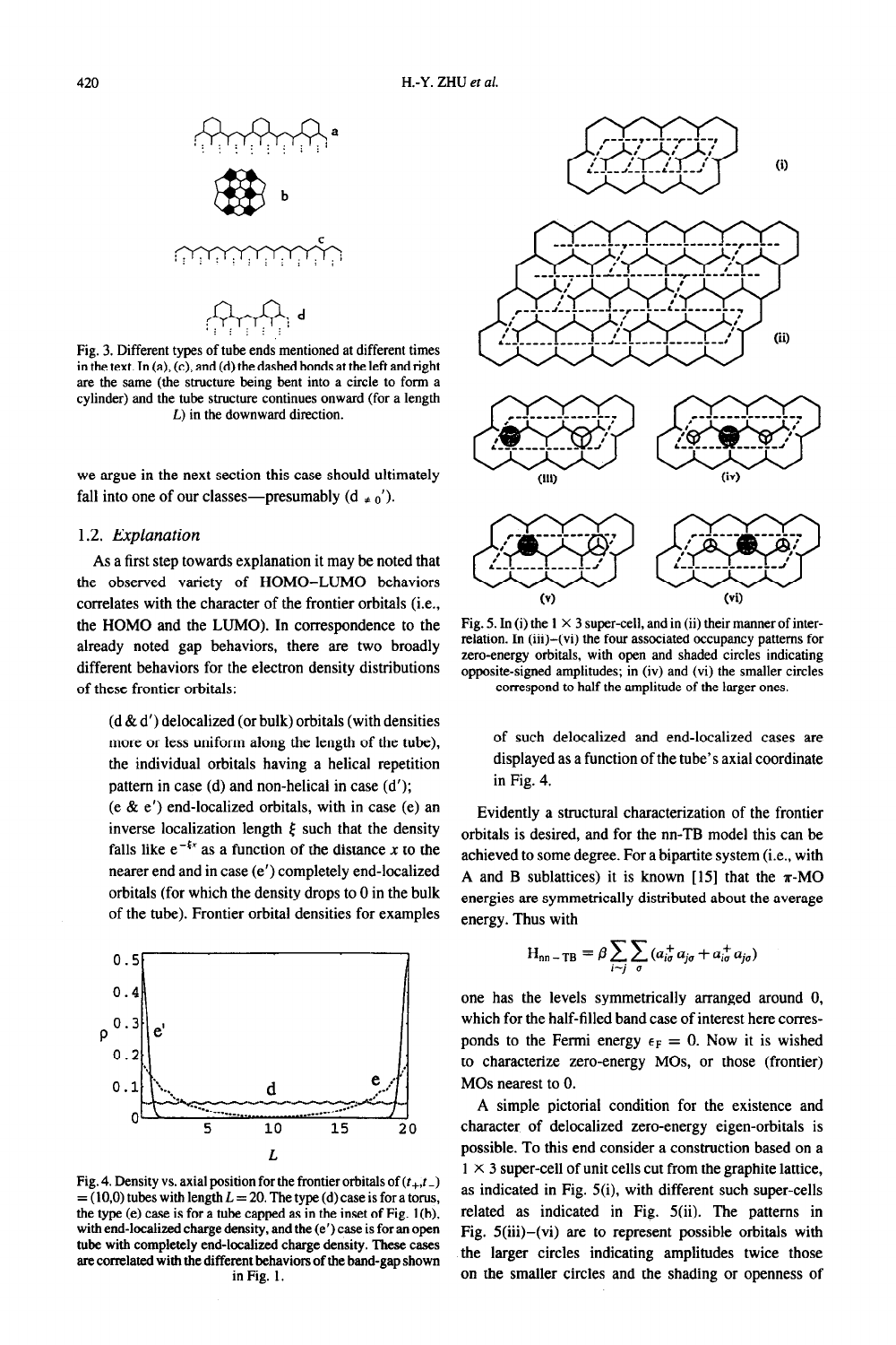Fig. 3. Different types of tube ends mentioned at different times in the text. In (a), (c), and (d) the dashed bonds at the left and right are the same (the structure being bent into a circle to form a cylinder) and the tube structure continues onward (for a length $L$) in the downward direction.

we argue in the next section this case should ultimately fall into one of our classes—presumably (d $\neq$ o').

## 1.2. Explanation

As a first step towards explanation it may be noted that the observed variety of HOMO–LUMO behaviors correlates with the character of the frontier orbitals (i.e., the HOMO and the LUMO). In correspondence to the already noted gap behaviors, there are two broadly different behaviors for the electron density distributions of these frontier orbitals:

> (d & d') delocalized (or bulk) orbitals (with densities more or less uniform along the length of the tube), the individual orbitals having a helical repetition pattern in case (d) and non-helical in case (d');
>
> (e & e') end-localized orbitals, with in case (e) an inverse localization length $\xi$ such that the density falls like $e^{-\xi x}$ as a function of the distance $x$ to the nearer end and in case (e') completely end-localized orbitals (for which the density drops to 0 in the bulk of the tube). Frontier orbital densities for examples of such delocalized and end-localized cases are displayed as a function of the tube's axial coordinate in Fig. 4.

Fig. 4. Density vs. axial position for the frontier orbitals of $(t_+, t_-) = (10,0)$ tubes with length $L = 20$. The type (d) case is for a torus, the type (e) case is for a tube capped as in the inset of Fig. 1(b), with end-localized charge density, and the (e') case is for an open tube with completely end-localized charge density. These cases are correlated with the different behaviors of the band-gap shown in Fig. 1.

Fig. 5. In (i) the $1 \times 3$ super-cell, and in (ii) their manner of interrelation. In (iii)–(vi) the four associated occupancy patterns for zero-energy orbitals, with open and shaded circles indicating opposite-signed amplitudes; in (iv) and (vi) the smaller circles correspond to half the amplitude of the larger ones.

Evidently a structural characterization of the frontier orbitals is desired, and for the nn-TB model this can be achieved to some degree. For a bipartite system (i.e., with A and B sublattices) it is known [15] that the $\pi$-MO energies are symmetrically distributed about the average energy. Thus with

$$H_{\text{nn-TB}} = \beta \sum_{i \sim j} \sum_{\sigma} (a_{i\sigma}^{+} a_{j\sigma} + a_{i\sigma}^{+} a_{j\sigma})$$

one has the levels symmetrically arranged around 0, which for the half-filled band case of interest here corresponds to the Fermi energy $\epsilon_F = 0$. Now it is wished to characterize zero-energy MOs, or those (frontier) MOs nearest to 0.

A simple pictorial condition for the existence and character of delocalized zero-energy eigen-orbitals is possible. To this end consider a construction based on a $1 \times 3$ super-cell of unit cells cut from the graphite lattice, as indicated in Fig. 5(i), with different such super-cells related as indicated in Fig. 5(ii). The patterns in Fig. 5(iii)–(vi) are to represent possible orbitals with the larger circles indicating amplitudes twice those on the smaller circles and the shading or openness of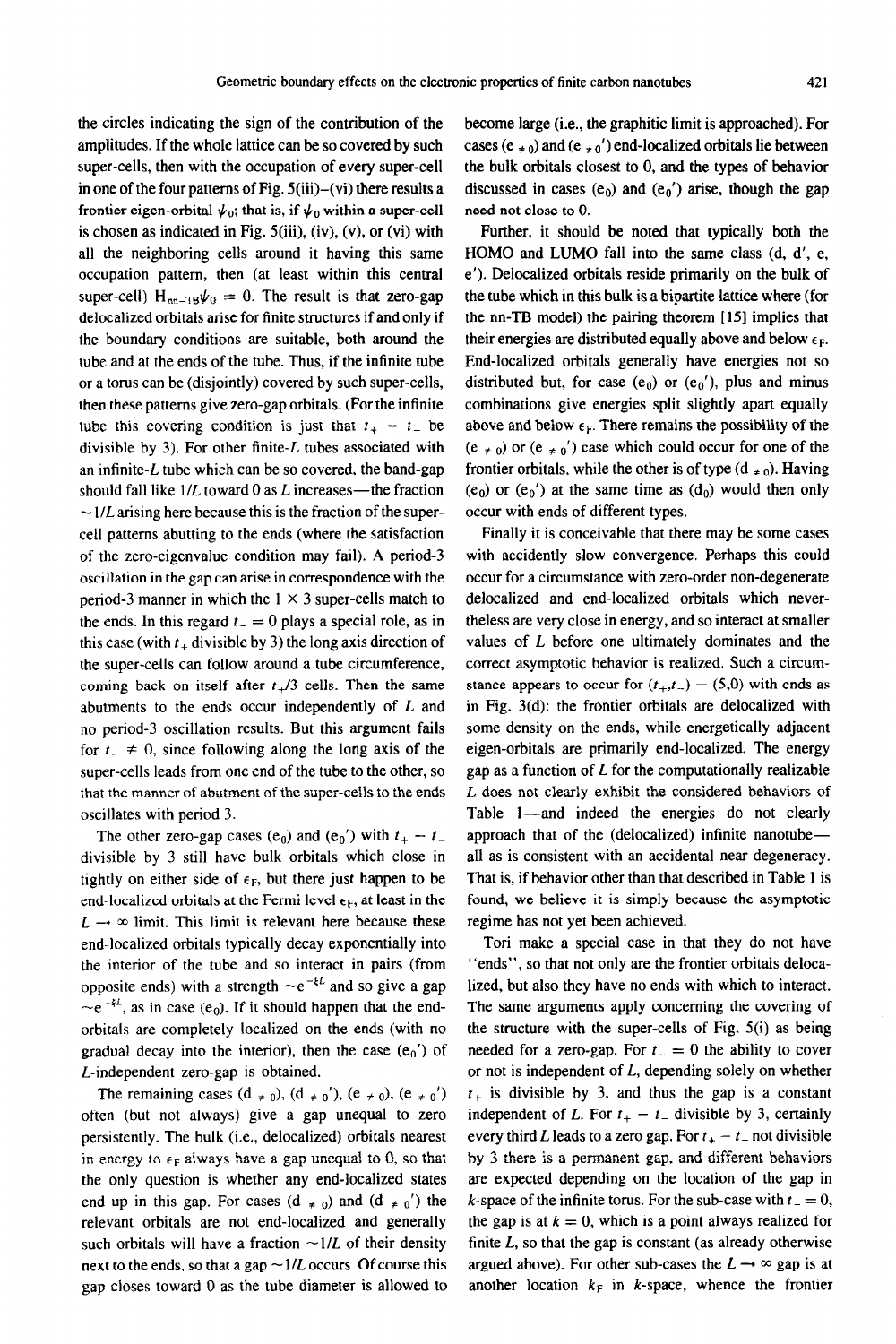the circles indicating the sign of the contribution of the amplitudes. If the whole lattice can be so covered by such super-cells, then with the occupation of every super-cell in one of the four patterns of Fig. 5(iii)–(vi) there results a frontier eigen-orbital $\psi_0$; that is, if $\psi_0$ within a super-cell is chosen as indicated in Fig. 5(iii), (iv), (v), or (vi) with all the neighboring cells around it having this same occupation pattern, then (at least within this central super-cell) $H_{nn-TB}\psi_0 = 0$. The result is that zero-gap delocalized orbitals arise for finite structures if and only if the boundary conditions are suitable, both around the tube and at the ends of the tube. Thus, if the infinite tube or a torus can be (disjointly) covered by such super-cells, then these patterns give zero-gap orbitals. (For the infinite tube this covering condition is just that $t_+ - t_-$ be divisible by 3). For other finite-$L$ tubes associated with an infinite-$L$ tube which can be so covered, the band-gap should fall like $1/L$ toward 0 as $L$ increases—the fraction $\sim 1/L$ arising here because this is the fraction of the super-cell patterns abutting to the ends (where the satisfaction of the zero-eigenvalue condition may fail). A period-3 oscillation in the gap can arise in correspondence with the period-3 manner in which the $1 \times 3$ super-cells match to the ends. In this regard $t_- = 0$ plays a special role, as in this case (with $t_+$ divisible by 3) the long axis direction of the super-cells can follow around a tube circumference, coming back on itself after $t_+/3$ cells. Then the same abutments to the ends occur independently of $L$ and no period-3 oscillation results. But this argument fails for $t_- \neq 0$, since following along the long axis of the super-cells leads from one end of the tube to the other, so that the manner of abutment of the super-cells to the ends oscillates with period 3.

The other zero-gap cases ($e_0$) and ($e_0'$) with $t_+ - t_-$ divisible by 3 still have bulk orbitals which close in tightly on either side of $\epsilon_F$, but there just happen to be end-localized orbitals at the Fermi level $\epsilon_F$, at least in the $L \to \infty$ limit. This limit is relevant here because these end-localized orbitals typically decay exponentially into the interior of the tube and so interact in pairs (from opposite ends) with a strength $\sim e^{-\xi L}$ and so give a gap $\sim e^{-\xi L}$, as in case ($e_0$). If it should happen that the end-orbitals are completely localized on the ends (with no gradual decay into the interior), then the case ($e_0'$) of $L$-independent zero-gap is obtained.

The remaining cases ($d_{\neq 0}$), ($d_{\neq 0}'$), ($e_{\neq 0}$), ($e_{\neq 0}'$) often (but not always) give a gap unequal to zero persistently. The bulk (i.e., delocalized) orbitals nearest in energy to $\epsilon_F$ always have a gap unequal to 0, so that the only question is whether any end-localized states end up in this gap. For cases ($d_{\neq 0}$) and ($d_{\neq 0}'$) the relevant orbitals are not end-localized and generally such orbitals will have a fraction $\sim 1/L$ of their density next to the ends, so that a gap $\sim 1/L$ occurs. Of course this gap closes toward 0 as the tube diameter is allowed to become large (i.e., the graphitic limit is approached). For cases ($e_{\neq 0}$) and ($e_{\neq 0}'$) end-localized orbitals lie between the bulk orbitals closest to 0, and the types of behavior discussed in cases ($e_0$) and ($e_0'$) arise, though the gap need not close to 0.

Further, it should be noted that typically both the HOMO and LUMO fall into the same class (d, d', e, e'). Delocalized orbitals reside primarily on the bulk of the tube which in this bulk is a bipartite lattice where (for the nn-TB model) the pairing theorem [15] implies that their energies are distributed equally above and below $\epsilon_F$. End-localized orbitals generally have energies not so distributed but, for case ($e_0$) or ($e_0'$), plus and minus combinations give energies split slightly apart equally above and below $\epsilon_F$. There remains the possibility of the ($e_{\neq 0}$) or ($e_{\neq 0}'$) case which could occur for one of the frontier orbitals, while the other is of type ($d_{\neq 0}$). Having ($e_0$) or ($e_0'$) at the same time as ($d_0$) would then only occur with ends of different types.

Finally it is conceivable that there may be some cases with accidently slow convergence. Perhaps this could occur for a circumstance with zero-order non-degenerate delocalized and end-localized orbitals which nevertheless are very close in energy, and so interact at smaller values of $L$ before one ultimately dominates and the correct asymptotic behavior is realized. Such a circumstance appears to occur for $(t_+,t_-) = (5,0)$ with ends as in Fig. 3(d): the frontier orbitals are delocalized with some density on the ends, while energetically adjacent eigen-orbitals are primarily end-localized. The energy gap as a function of $L$ for the computationally realizable $L$ does not clearly exhibit the considered behaviors of Table 1—and indeed the energies do not clearly approach that of the (delocalized) infinite nanotube—all as is consistent with an accidental near degeneracy. That is, if behavior other than that described in Table 1 is found, we believe it is simply because the asymptotic regime has not yet been achieved.

Tori make a special case in that they do not have "ends", so that not only are the frontier orbitals delocalized, but also they have no ends with which to interact. The same arguments apply concerning the covering of the structure with the super-cells of Fig. 5(i) as being needed for a zero-gap. For $t_- = 0$ the ability to cover or not is independent of $L$, depending solely on whether $t_+$ is divisible by 3, and thus the gap is a constant independent of $L$. For $t_+ - t_-$ divisible by 3, certainly every third $L$ leads to a zero gap. For $t_+ - t_-$ not divisible by 3 there is a permanent gap, and different behaviors are expected depending on the location of the gap in $k$-space of the infinite torus. For the sub-case with $t_- = 0$, the gap is at $k = 0$, which is a point always realized for finite $L$, so that the gap is constant (as already otherwise argued above). For other sub-cases the $L \to \infty$ gap is at another location $k_F$ in $k$-space, whence the frontier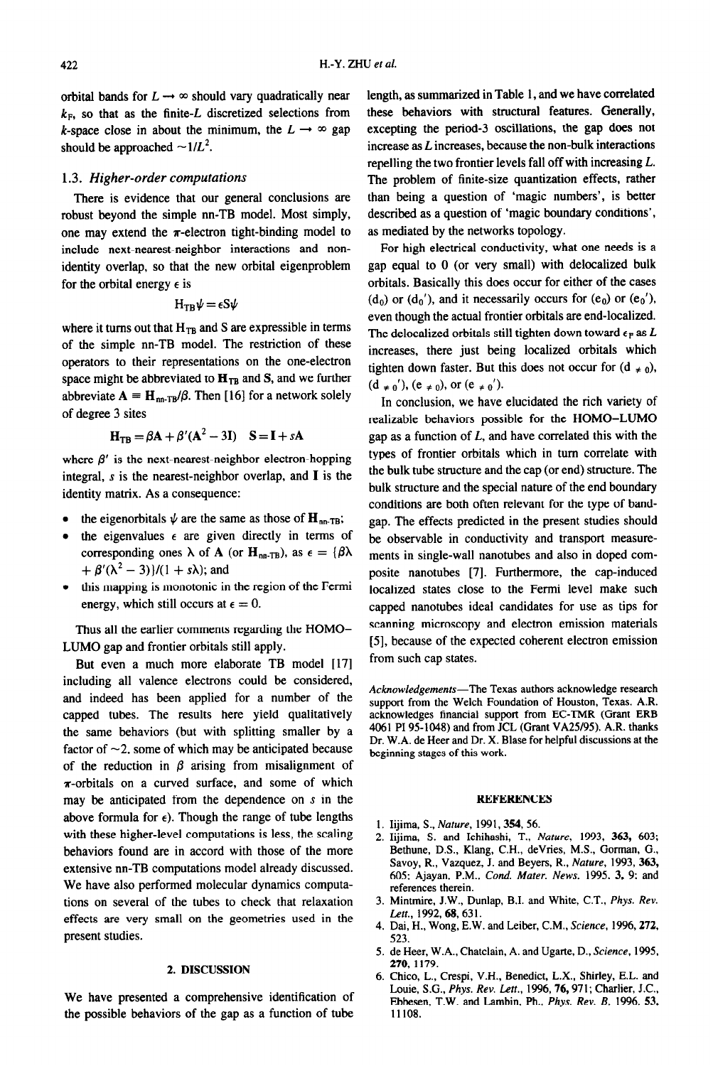orbital bands for $L \to \infty$ should vary quadratically near $k_F$, so that as the finite-$L$ discretized selections from $k$-space close in about the minimum, the $L \to \infty$ gap should be approached $\sim 1/L^2$.

### 1.3. *Higher-order computations*

There is evidence that our general conclusions are robust beyond the simple nn-TB model. Most simply, one may extend the $\pi$-electron tight-binding model to include next-nearest-neighbor interactions and non-identity overlap, so that the new orbital eigenproblem for the orbital energy $\epsilon$ is

$$H_{TB}\psi = \epsilon S\psi$$

where it turns out that $H_{TB}$ and S are expressible in terms of the simple nn-TB model. The restriction of these operators to their representations on the one-electron space might be abbreviated to $\mathbf{H}_{TB}$ and $\mathbf{S}$, and we further abbreviate $\mathbf{A} \equiv \mathbf{H}_{nn\text{-}TB}/\beta$. Then [16] for a network solely of degree 3 sites

$$\mathbf{H}_{TB} = \beta\mathbf{A} + \beta'(\mathbf{A}^2 - 3\mathbf{I}) \quad \mathbf{S} = \mathbf{I} + s\mathbf{A}$$

where $\beta'$ is the next-nearest-neighbor electron-hopping integral, $s$ is the nearest-neighbor overlap, and $\mathbf{I}$ is the identity matrix. As a consequence:

- the eigenorbitals $\psi$ are the same as those of $\mathbf{H}_{nn\text{-}TB}$;
- the eigenvalues $\epsilon$ are given directly in terms of corresponding ones $\lambda$ of $\mathbf{A}$ (or $\mathbf{H}_{nn\text{-}TB}$), as $\epsilon = \{\beta\lambda + \beta'(\lambda^2 - 3)\}/(1 + s\lambda)$; and
- this mapping is monotonic in the region of the Fermi energy, which still occurs at $\epsilon = 0$.

Thus all the earlier comments regarding the HOMO–LUMO gap and frontier orbitals still apply.

But even a much more elaborate TB model [17] including all valence electrons could be considered, and indeed has been applied for a number of the capped tubes. The results here yield qualitatively the same behaviors (but with splitting smaller by a factor of ~2, some of which may be anticipated because of the reduction in $\beta$ arising from misalignment of $\pi$-orbitals on a curved surface, and some of which may be anticipated from the dependence on $s$ in the above formula for $\epsilon$). Though the range of tube lengths with these higher-level computations is less, the scaling behaviors found are in accord with those of the more extensive nn-TB computations model already discussed. We have also performed molecular dynamics computations on several of the tubes to check that relaxation effects are very small on the geometries used in the present studies.

## 2. DISCUSSION

We have presented a comprehensive identification of the possible behaviors of the gap as a function of tube length, as summarized in Table 1, and we have correlated these behaviors with structural features. Generally, excepting the period-3 oscillations, the gap does not increase as $L$ increases, because the non-bulk interactions repelling the two frontier levels fall off with increasing $L$. The problem of finite-size quantization effects, rather than being a question of 'magic numbers', is better described as a question of 'magic boundary conditions', as mediated by the networks topology.

For high electrical conductivity, what one needs is a gap equal to 0 (or very small) with delocalized bulk orbitals. Basically this does occur for either of the cases ($d_0$) or ($d_0'$), and it necessarily occurs for ($e_0$) or ($e_0'$), even though the actual frontier orbitals are end-localized. The delocalized orbitals still tighten down toward $\epsilon_F$ as $L$ increases, there just being localized orbitals which tighten down faster. But this does not occur for ($d_{\neq 0}$), ($d_{\neq 0}'$), ($e_{\neq 0}$), or ($e_{\neq 0}'$).

In conclusion, we have elucidated the rich variety of realizable behaviors possible for the HOMO–LUMO gap as a function of $L$, and have correlated this with the types of frontier orbitals which in turn correlate with the bulk tube structure and the cap (or end) structure. The bulk structure and the special nature of the end boundary conditions are both often relevant for the type of band-gap. The effects predicted in the present studies should be observable in conductivity and transport measurements in single-wall nanotubes and also in doped composite nanotubes [7]. Furthermore, the cap-induced localized states close to the Fermi level make such capped nanotubes ideal candidates for use as tips for scanning microscopy and electron emission materials [5], because of the expected coherent electron emission from such cap states.

*Acknowledgements*—The Texas authors acknowledge research support from the Welch Foundation of Houston, Texas. A.R. acknowledges financial support from EC-TMR (Grant ERB 4061 PI 95-1048) and from JCL (Grant VA25/95). A.R. thanks Dr. W.A. de Heer and Dr. X. Blase for helpful discussions at the beginning stages of this work.

## REFERENCES

1. Iijima, S., *Nature*, 1991, **354**, 56.
2. Iijima, S. and Ichihashi, T., *Nature*, 1993, **363**, 603; Bethune, D.S., Klang, C.H., deVries, M.S., Gorman, G., Savoy, R., Vazquez, J. and Beyers, R., *Nature*, 1993, **363**, 605; Ajayan, P.M., *Cond. Mater. News*. 1995. **3**, 9; and references therein.
3. Mintmire, J.W., Dunlap, B.I. and White, C.T., *Phys. Rev. Lett.*, 1992, **68**, 631.
4. Dai, H., Wong, E.W. and Leiber, C.M., *Science*, 1996, **272**, 523.
5. de Heer, W.A., Chatelain, A. and Ugarte, D., *Science*, 1995, **270**, 1179.
6. Chico, L., Crespi, V.H., Benedict, L.X., Shirley, E.L. and Louie, S.G., *Phys. Rev. Lett.*, 1996, **76**, 971; Charlier, J.C., Ebbesen, T.W. and Lambin, Ph., *Phys. Rev. B*, 1996, **53**, 11108.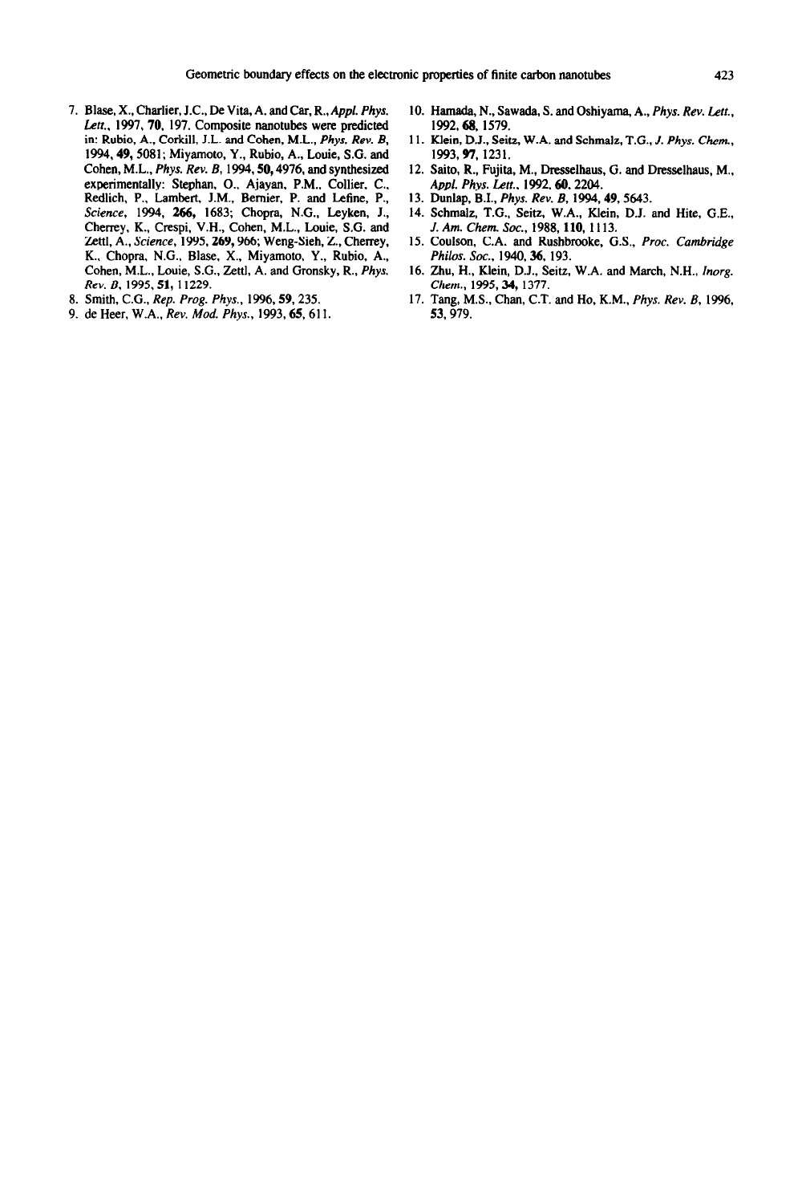7. Blase, X., Charlier, J.C., De Vita, A. and Car, R., *Appl. Phys. Lett.*, 1997, **70**, 197. Composite nanotubes were predicted in: Rubio, A., Corkill, J.L. and Cohen, M.L., *Phys. Rev. B*, 1994, **49**, 5081; Miyamoto, Y., Rubio, A., Louie, S.G. and Cohen, M.L., *Phys. Rev. B*, 1994, **50**, 4976, and synthesized experimentally: Stephan, O., Ajayan, P.M., Collier, C., Redlich, P., Lambert, J.M., Bernier, P. and Lefine, P., *Science*, 1994, **266**, 1683; Chopra, N.G., Leyken, J., Cherrey, K., Crespi, V.H., Cohen, M.L., Louie, S.G. and Zettl, A., *Science*, 1995, **269**, 966; Weng-Sieh, Z., Cherrey, K., Chopra, N.G., Blase, X., Miyamoto, Y., Rubio, A., Cohen, M.L., Louie, S.G., Zettl, A. and Gronsky, R., *Phys. Rev. B*, 1995, **51**, 11229.
8. Smith, C.G., *Rep. Prog. Phys.*, 1996, **59**, 235.
9. de Heer, W.A., *Rev. Mod. Phys.*, 1993, **65**, 611.
10. Hamada, N., Sawada, S. and Oshiyama, A., *Phys. Rev. Lett.*, 1992, **68**, 1579.
11. Klein, D.J., Seitz, W.A. and Schmalz, T.G., *J. Phys. Chem.*, 1993, **97**, 1231.
12. Saito, R., Fujita, M., Dresselhaus, G. and Dresselhaus, M., *Appl. Phys. Lett.*, 1992, **60**, 2204.
13. Dunlap, B.I., *Phys. Rev. B*, 1994, **49**, 5643.
14. Schmalz, T.G., Seitz, W.A., Klein, D.J. and Hite, G.E., *J. Am. Chem. Soc.*, 1988, **110**, 1113.
15. Coulson, C.A. and Rushbrooke, G.S., *Proc. Cambridge Philos. Soc.*, 1940, **36**, 193.
16. Zhu, H., Klein, D.J., Seitz, W.A. and March, N.H., *Inorg. Chem.*, 1995, **34**, 1377.
17. Tang, M.S., Chan, C.T. and Ho, K.M., *Phys. Rev. B*, 1996, **53**, 979.